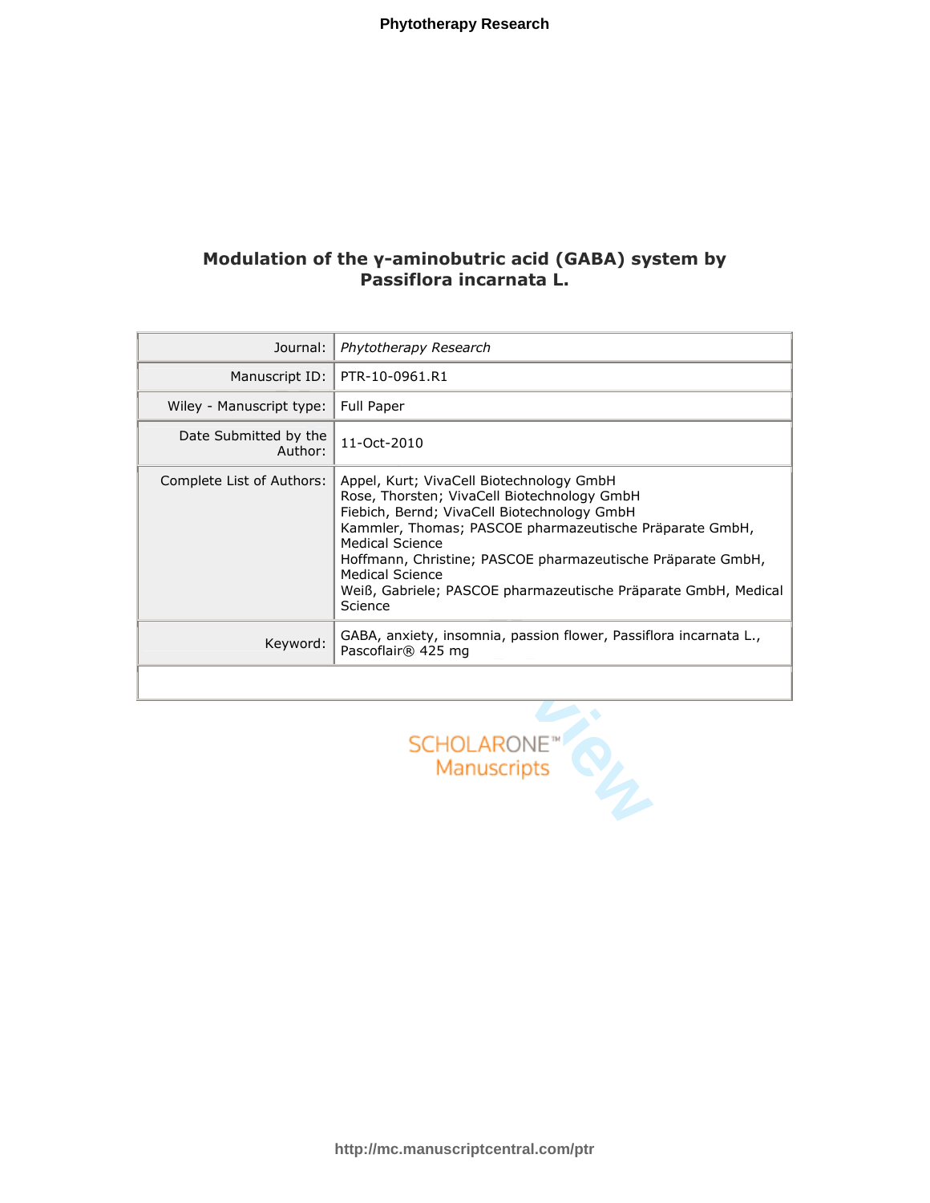# Modulation of the γ-aminobutric acid (GABA) system by Passiflora incarnata L.

| | |
|---|---|
| Journal: | *Phytotherapy Research* |
| Manuscript ID: | PTR-10-0961.R1 |
| Wiley - Manuscript type: | Full Paper |
| Date Submitted by the Author: | 11-Oct-2010 |
| Complete List of Authors: | Appel, Kurt; VivaCell Biotechnology GmbH<br>Rose, Thorsten; VivaCell Biotechnology GmbH<br>Fiebich, Bernd; VivaCell Biotechnology GmbH<br>Kammler, Thomas; PASCOE pharmazeutische Präparate GmbH, Medical Science<br>Hoffmann, Christine; PASCOE pharmazeutische Präparate GmbH, Medical Science<br>Weiß, Gabriele; PASCOE pharmazeutische Präparate GmbH, Medical Science |
| Keyword: | GABA, anxiety, insomnia, passion flower, Passiflora incarnata L., Pascoflair® 425 mg |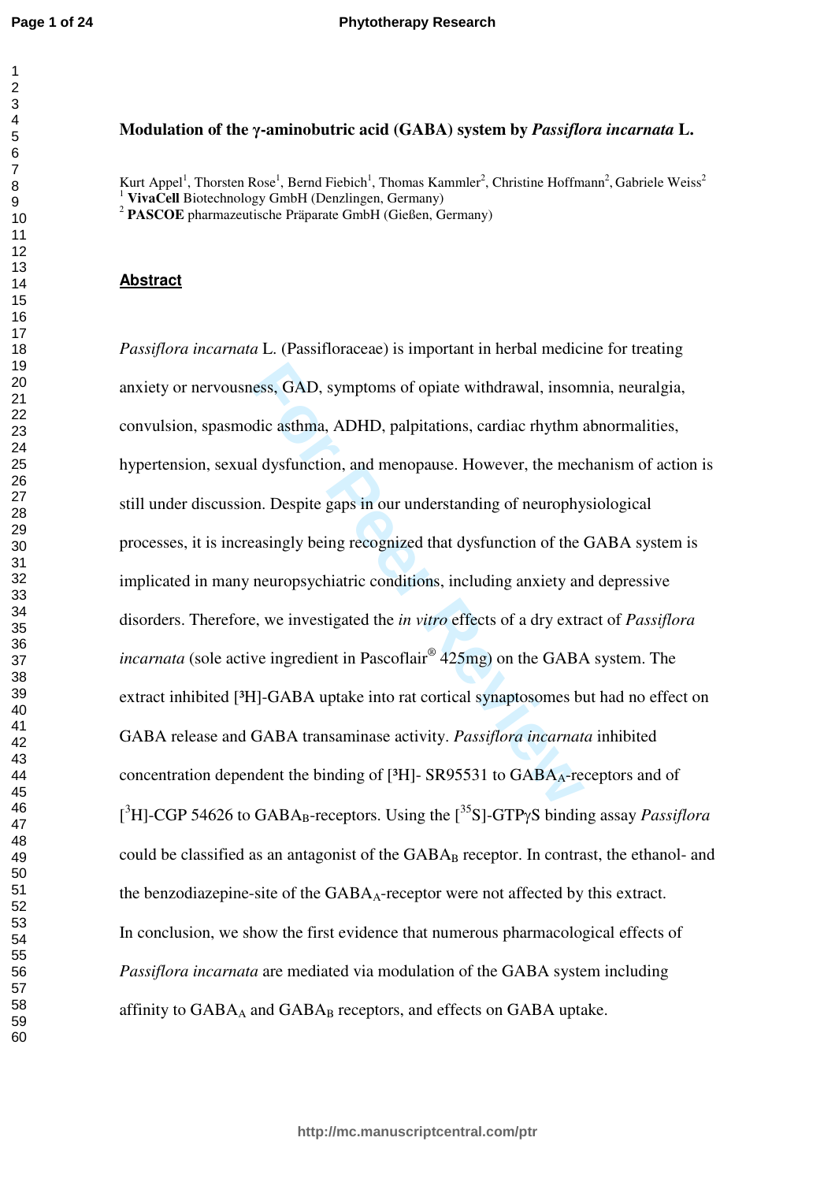# Modulation of the γ-aminobutric acid (GABA) system by *Passiflora incarnata* L.

Kurt Appel[1], Thorsten Rose[1], Bernd Fiebich[1], Thomas Kammler[2], Christine Hoffmann[2], Gabriele Weiss[2]

[1] **VivaCell** Biotechnology GmbH (Denzlingen, Germany)

[2] **PASCOE** pharmazeutische Präparate GmbH (Gießen, Germany)

## Abstract

*Passiflora incarnata* L. (Passifloraceae) is important in herbal medicine for treating anxiety or nervousness, GAD, symptoms of opiate withdrawal, insomnia, neuralgia, convulsion, spasmodic asthma, ADHD, palpitations, cardiac rhythm abnormalities, hypertension, sexual dysfunction, and menopause. However, the mechanism of action is still under discussion. Despite gaps in our understanding of neurophysiological processes, it is increasingly being recognized that dysfunction of the GABA system is implicated in many neuropsychiatric conditions, including anxiety and depressive disorders. Therefore, we investigated the *in vitro* effects of a dry extract of *Passiflora incarnata* (sole active ingredient in Pascoflair® 425mg) on the GABA system. The extract inhibited [$^3$H]-GABA uptake into rat cortical synaptosomes but had no effect on GABA release and GABA transaminase activity. *Passiflora incarnata* inhibited concentration dependent the binding of [$^3$H]- SR95531 to $GABA_A$-receptors and of [$^3$H]-CGP 54626 to $GABA_B$-receptors. Using the [$^{35}$S]-GTPγS binding assay *Passiflora* could be classified as an antagonist of the $GABA_B$ receptor. In contrast, the ethanol- and the benzodiazepine-site of the $GABA_A$-receptor were not affected by this extract.

In conclusion, we show the first evidence that numerous pharmacological effects of *Passiflora incarnata* are mediated via modulation of the GABA system including affinity to $GABA_A$ and $GABA_B$ receptors, and effects on GABA uptake.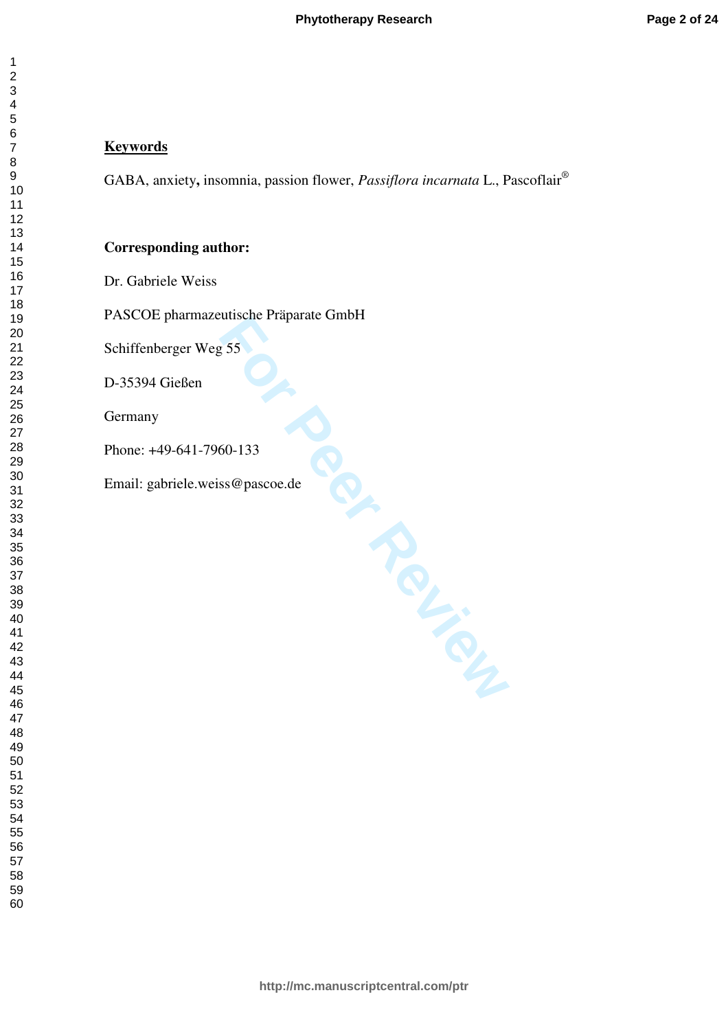**Keywords**

GABA, anxiety, insomnia, passion flower, *Passiflora incarnata* L., Pascoflair®

**Corresponding author:**

Dr. Gabriele Weiss

PASCOE pharmazeutische Präparate GmbH

Schiffenberger Weg 55

D-35394 Gießen

Germany

Phone: +49-641-7960-133

Email: gabriele.weiss@pascoe.de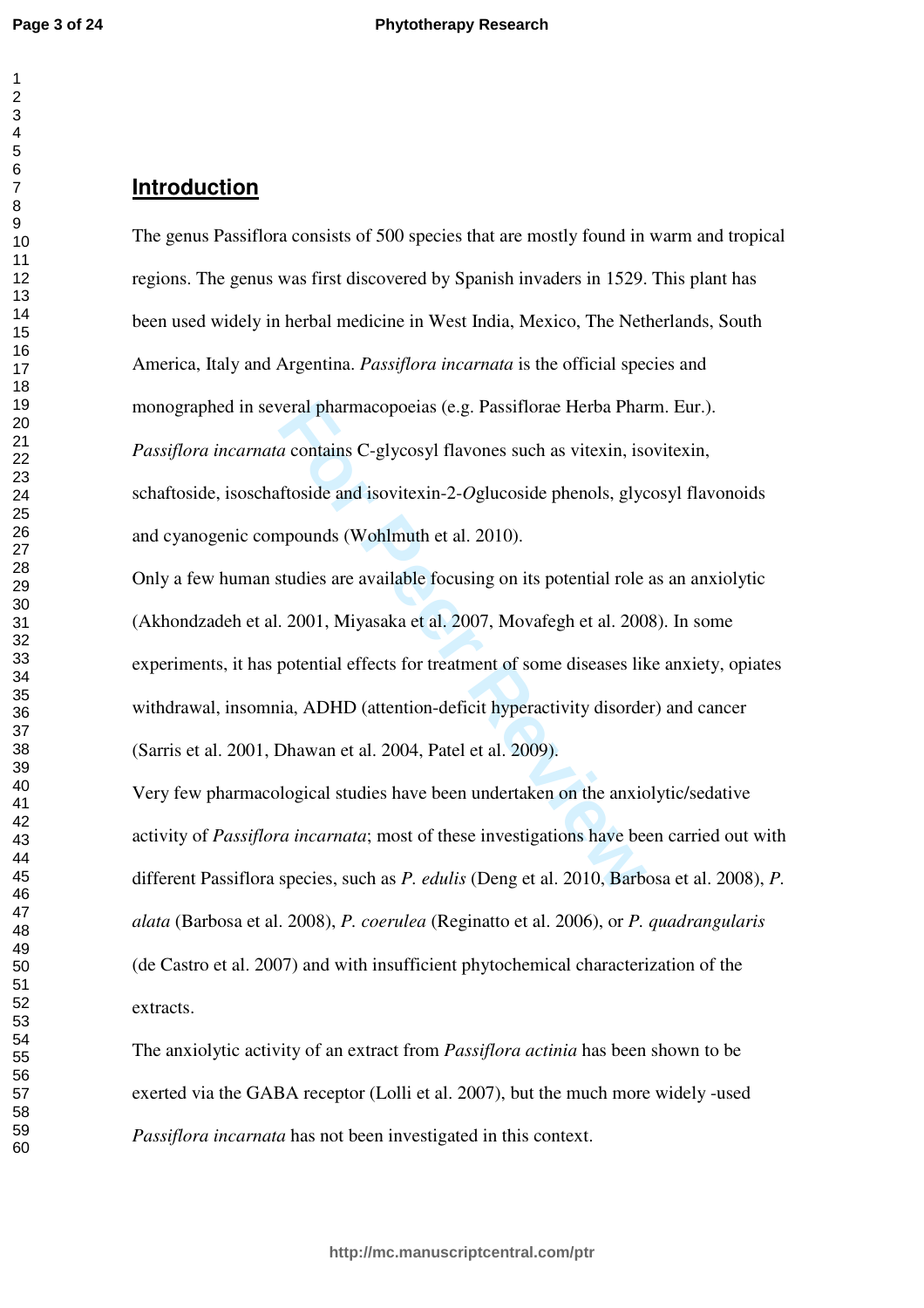## Introduction

The genus Passiflora consists of 500 species that are mostly found in warm and tropical regions. The genus was first discovered by Spanish invaders in 1529. This plant has been used widely in herbal medicine in West India, Mexico, The Netherlands, South America, Italy and Argentina. *Passiflora incarnata* is the official species and monographed in several pharmacopoeias (e.g. Passiflorae Herba Pharm. Eur.). *Passiflora incarnata* contains C-glycosyl flavones such as vitexin, isovitexin, schaftoside, isoschaftoside and isovitexin-2-*O*glucoside phenols, glycosyl flavonoids and cyanogenic compounds (Wohlmuth et al. 2010).

Only a few human studies are available focusing on its potential role as an anxiolytic (Akhondzadeh et al. 2001, Miyasaka et al. 2007, Movafegh et al. 2008). In some experiments, it has potential effects for treatment of some diseases like anxiety, opiates withdrawal, insomnia, ADHD (attention-deficit hyperactivity disorder) and cancer (Sarris et al. 2001, Dhawan et al. 2004, Patel et al. 2009).

Very few pharmacological studies have been undertaken on the anxiolytic/sedative activity of *Passiflora incarnata*; most of these investigations have been carried out with different Passiflora species, such as *P. edulis* (Deng et al. 2010, Barbosa et al. 2008), *P. alata* (Barbosa et al. 2008), *P. coerulea* (Reginatto et al. 2006), or *P. quadrangularis* (de Castro et al. 2007) and with insufficient phytochemical characterization of the extracts.

The anxiolytic activity of an extract from *Passiflora actinia* has been shown to be exerted via the GABA receptor (Lolli et al. 2007), but the much more widely -used *Passiflora incarnata* has not been investigated in this context.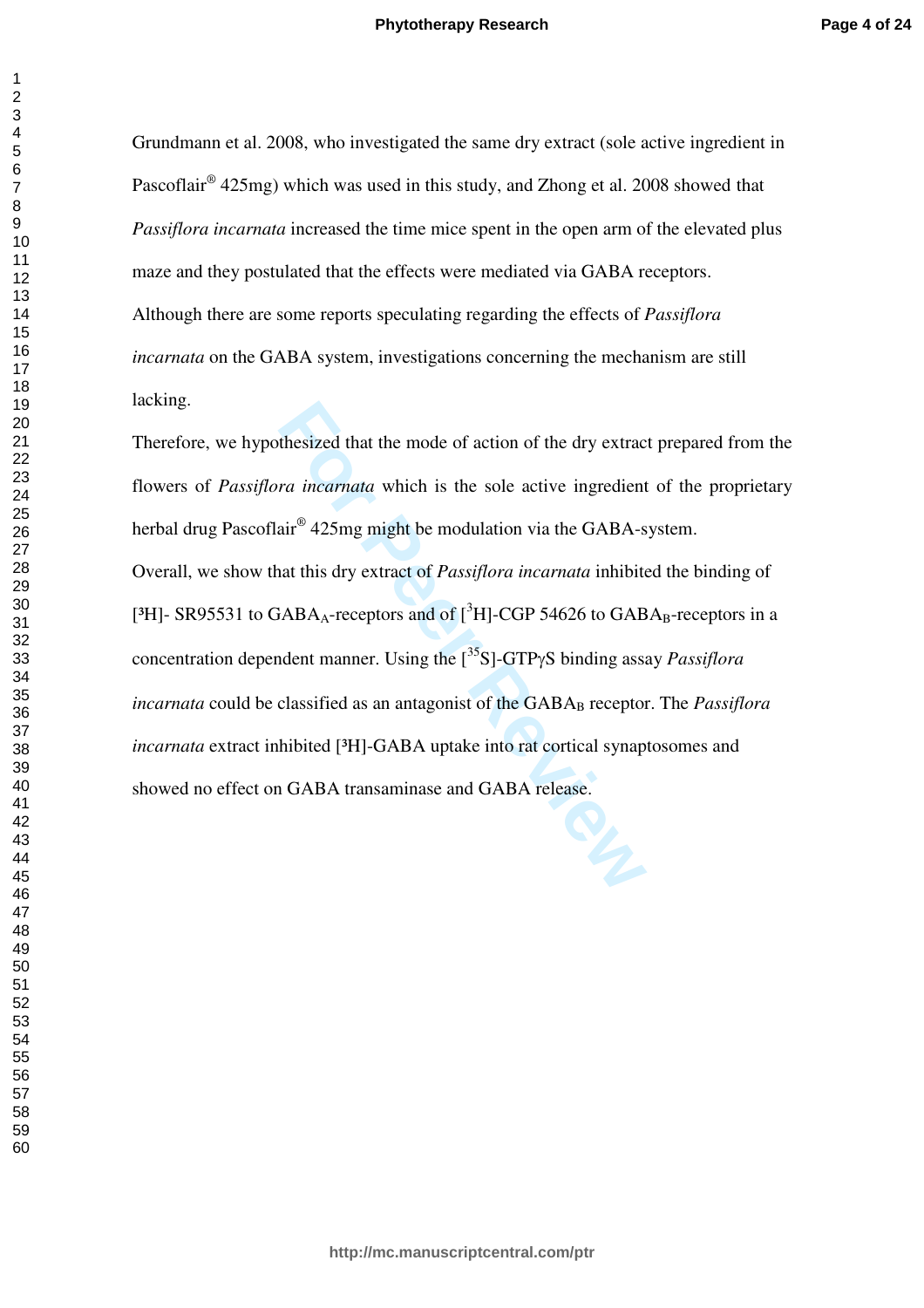Grundmann et al. 2008, who investigated the same dry extract (sole active ingredient in Pascoflair® 425mg) which was used in this study, and Zhong et al. 2008 showed that *Passiflora incarnata* increased the time mice spent in the open arm of the elevated plus maze and they postulated that the effects were mediated via GABA receptors. Although there are some reports speculating regarding the effects of *Passiflora incarnata* on the GABA system, investigations concerning the mechanism are still lacking.

Therefore, we hypothesized that the mode of action of the dry extract prepared from the flowers of *Passiflora incarnata* which is the sole active ingredient of the proprietary herbal drug Pascoflair® 425mg might be modulation via the GABA-system.

Overall, we show that this dry extract of *Passiflora incarnata* inhibited the binding of [$^3$H]- SR95531 to $GABA_A$-receptors and of [$^3$H]-CGP 54626 to $GABA_B$-receptors in a concentration dependent manner. Using the [$^{35}$S]-GTPγS binding assay *Passiflora incarnata* could be classified as an antagonist of the $GABA_B$ receptor. The *Passiflora incarnata* extract inhibited [$^3$H]-GABA uptake into rat cortical synaptosomes and showed no effect on GABA transaminase and GABA release.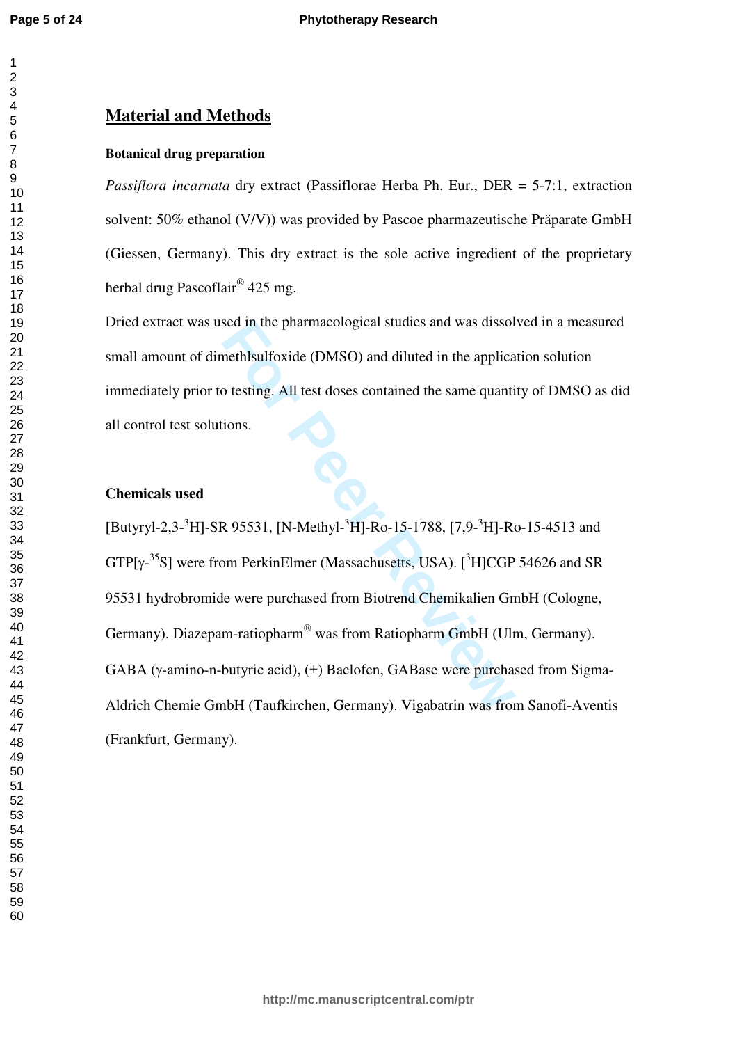# Material and Methods

**Botanical drug preparation**

*Passiflora incarnata* dry extract (Passiflorae Herba Ph. Eur., DER = 5-7:1, extraction solvent: 50% ethanol (V/V)) was provided by Pascoe pharmazeutische Präparate GmbH (Giessen, Germany). This dry extract is the sole active ingredient of the proprietary herbal drug Pascoflair® 425 mg.

Dried extract was used in the pharmacological studies and was dissolved in a measured small amount of dimethlsulfoxide (DMSO) and diluted in the application solution immediately prior to testing. All test doses contained the same quantity of DMSO as did all control test solutions.

**Chemicals used**

[Butyryl-2,3-$^{3}$H]-SR 95531, [N-Methyl-$^{3}$H]-Ro-15-1788, [7,9-$^{3}$H]-Ro-15-4513 and GTP[γ-$^{35}$S] were from PerkinElmer (Massachusetts, USA). [$^{3}$H]CGP 54626 and SR 95531 hydrobromide were purchased from Biotrend Chemikalien GmbH (Cologne, Germany). Diazepam-ratiopharm® was from Ratiopharm GmbH (Ulm, Germany). GABA (γ-amino-n-butyric acid), (±) Baclofen, GABase were purchased from Sigma-Aldrich Chemie GmbH (Taufkirchen, Germany). Vigabatrin was from Sanofi-Aventis (Frankfurt, Germany).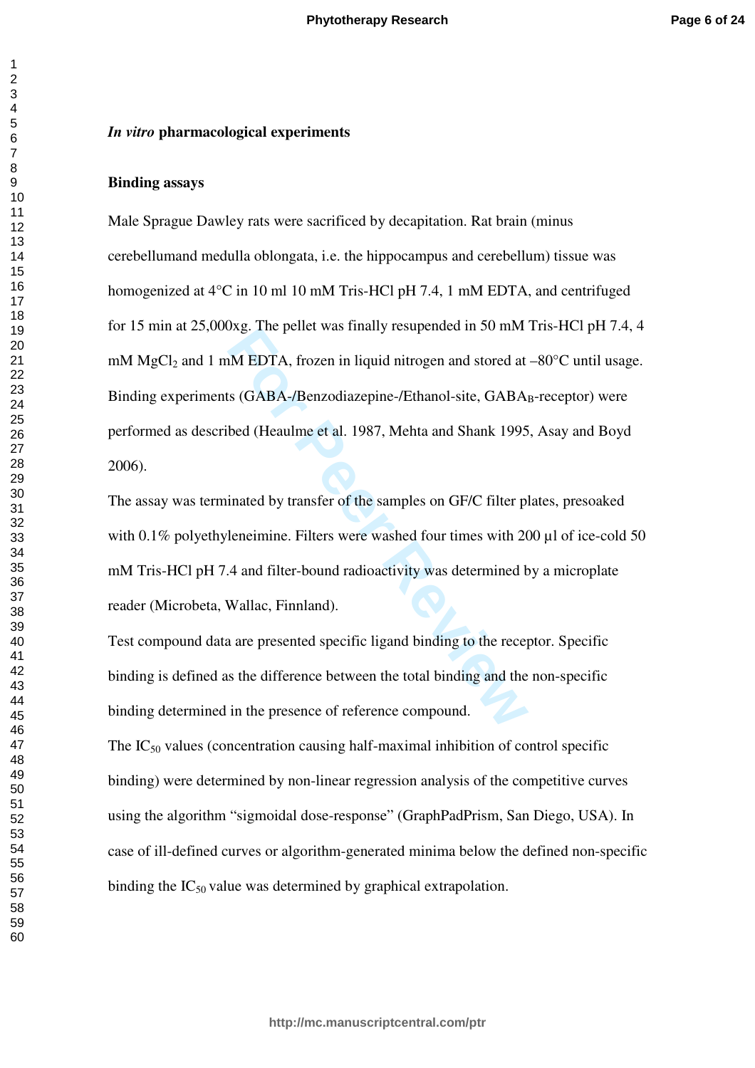### *In vitro* pharmacological experiments

#### Binding assays

Male Sprague Dawley rats were sacrificed by decapitation. Rat brain (minus cerebellumand medulla oblongata, i.e. the hippocampus and cerebellum) tissue was homogenized at 4°C in 10 ml 10 mM Tris-HCl pH 7.4, 1 mM EDTA, and centrifuged for 15 min at 25,000xg. The pellet was finally resuspended in 50 mM Tris-HCl pH 7.4, 4 mM $MgCl_2$ and 1 mM EDTA, frozen in liquid nitrogen and stored at –80°C until usage. Binding experiments (GABA-/Benzodiazepine-/Ethanol-site, $GABA_B$-receptor) were performed as described (Heaulme et al. 1987, Mehta and Shank 1995, Asay and Boyd 2006).

The assay was terminated by transfer of the samples on GF/C filter plates, presoaked with 0.1% polyethyleneimine. Filters were washed four times with 200 µl of ice-cold 50 mM Tris-HCl pH 7.4 and filter-bound radioactivity was determined by a microplate reader (Microbeta, Wallac, Finnland).

Test compound data are presented specific ligand binding to the receptor. Specific binding is defined as the difference between the total binding and the non-specific binding determined in the presence of reference compound.

The $IC_{50}$ values (concentration causing half-maximal inhibition of control specific binding) were determined by non-linear regression analysis of the competitive curves using the algorithm “sigmoidal dose-response” (GraphPadPrism, San Diego, USA). In case of ill-defined curves or algorithm-generated minima below the defined non-specific binding the $IC_{50}$ value was determined by graphical extrapolation.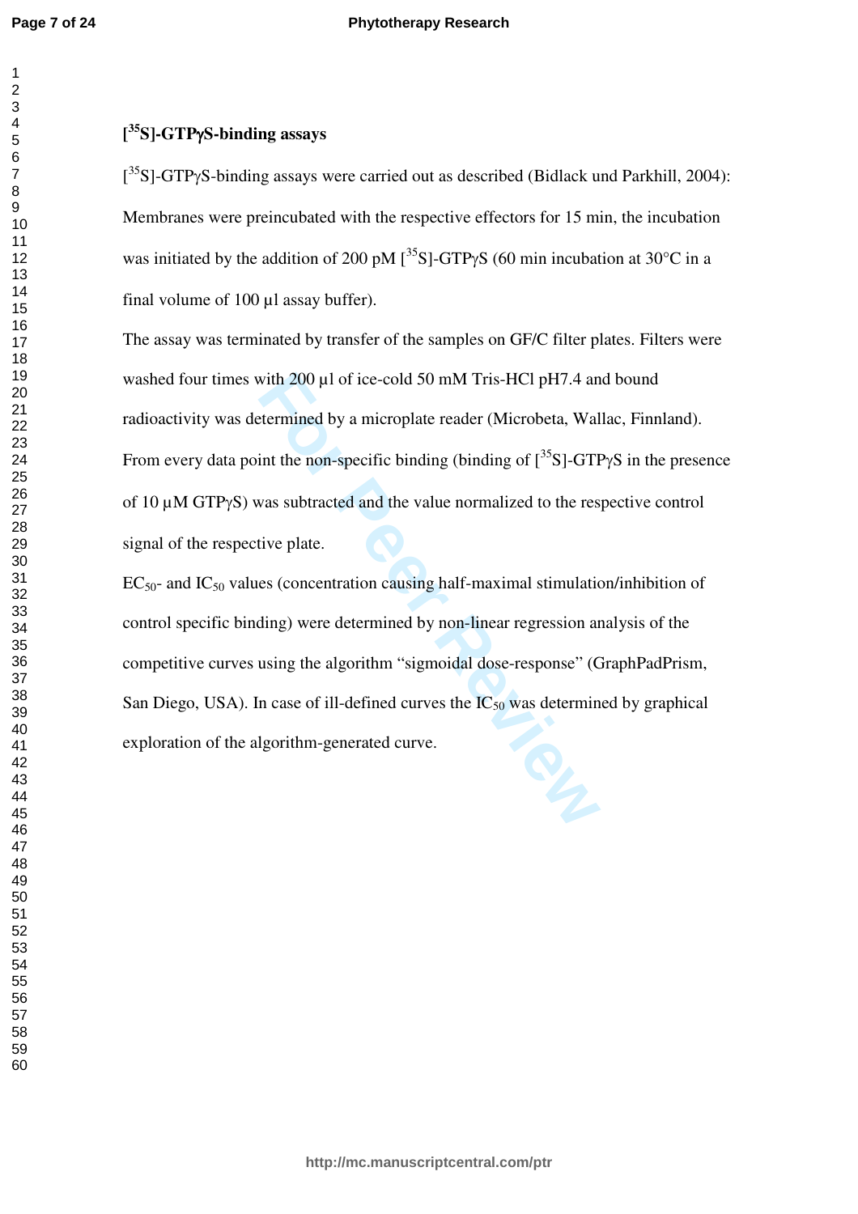### [$^{35}$S]-GTPγS-binding assays

[$^{35}$S]-GTPγS-binding assays were carried out as described (Bidlack und Parkhill, 2004): Membranes were preincubated with the respective effectors for 15 min, the incubation was initiated by the addition of 200 pM [$^{35}$S]-GTPγS (60 min incubation at 30°C in a final volume of 100 µl assay buffer).

The assay was terminated by transfer of the samples on GF/C filter plates. Filters were washed four times with 200 µl of ice-cold 50 mM Tris-HCl pH7.4 and bound radioactivity was determined by a microplate reader (Microbeta, Wallac, Finnland). From every data point the non-specific binding (binding of [$^{35}$S]-GTPγS in the presence of 10 µM GTPγS) was subtracted and the value normalized to the respective control signal of the respective plate.

$EC_{50}$- and $IC_{50}$ values (concentration causing half-maximal stimulation/inhibition of control specific binding) were determined by non-linear regression analysis of the competitive curves using the algorithm "sigmoidal dose-response" (GraphPadPrism, San Diego, USA). In case of ill-defined curves the $IC_{50}$ was determined by graphical exploration of the algorithm-generated curve.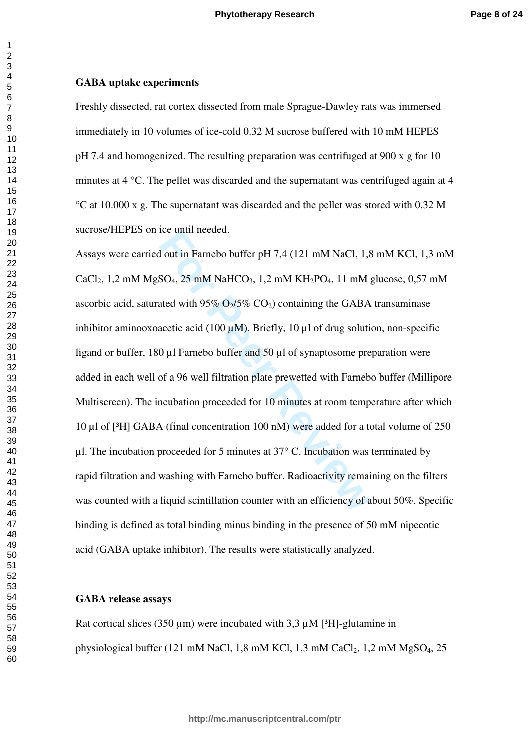**GABA uptake experiments**

Freshly dissected, rat cortex dissected from male Sprague-Dawley rats was immersed immediately in 10 volumes of ice-cold 0.32 M sucrose buffered with 10 mM HEPES pH 7.4 and homogenized. The resulting preparation was centrifuged at 900 x g for 10 minutes at 4 °C. The pellet was discarded and the supernatant was centrifuged again at 4 °C at 10.000 x g. The supernatant was discarded and the pellet was stored with 0.32 M sucrose/HEPES on ice until needed.

Assays were carried out in Farnebo buffer pH 7,4 (121 mM NaCl, 1,8 mM KCl, 1,3 mM $CaCl_2$, 1,2 mM $MgSO_4$, 25 mM $NaHCO_3$, 1,2 mM $KH_2PO_4$, 11 mM glucose, 0,57 mM ascorbic acid, saturated with 95% $O_2$/5% $CO_2$) containing the GABA transaminase inhibitor aminooxoacetic acid (100 µM). Briefly, 10 µl of drug solution, non-specific ligand or buffer, 180 µl Farnebo buffer and 50 µl of synaptosome preparation were added in each well of a 96 well filtration plate prewetted with Farnebo buffer (Millipore Multiscreen). The incubation proceeded for 10 minutes at room temperature after which 10 µl of [³H] GABA (final concentration 100 nM) were added for a total volume of 250 µl. The incubation proceeded for 5 minutes at 37° C. Incubation was terminated by rapid filtration and washing with Farnebo buffer. Radioactivity remaining on the filters was counted with a liquid scintillation counter with an efficiency of about 50%. Specific binding is defined as total binding minus binding in the presence of 50 mM nipecotic acid (GABA uptake inhibitor). The results were statistically analyzed.

**GABA release assays**

Rat cortical slices (350 µm) were incubated with 3,3 µM [³H]-glutamine in physiological buffer (121 mM NaCl, 1,8 mM KCl, 1,3 mM $CaCl_2$, 1,2 mM $MgSO_4$, 25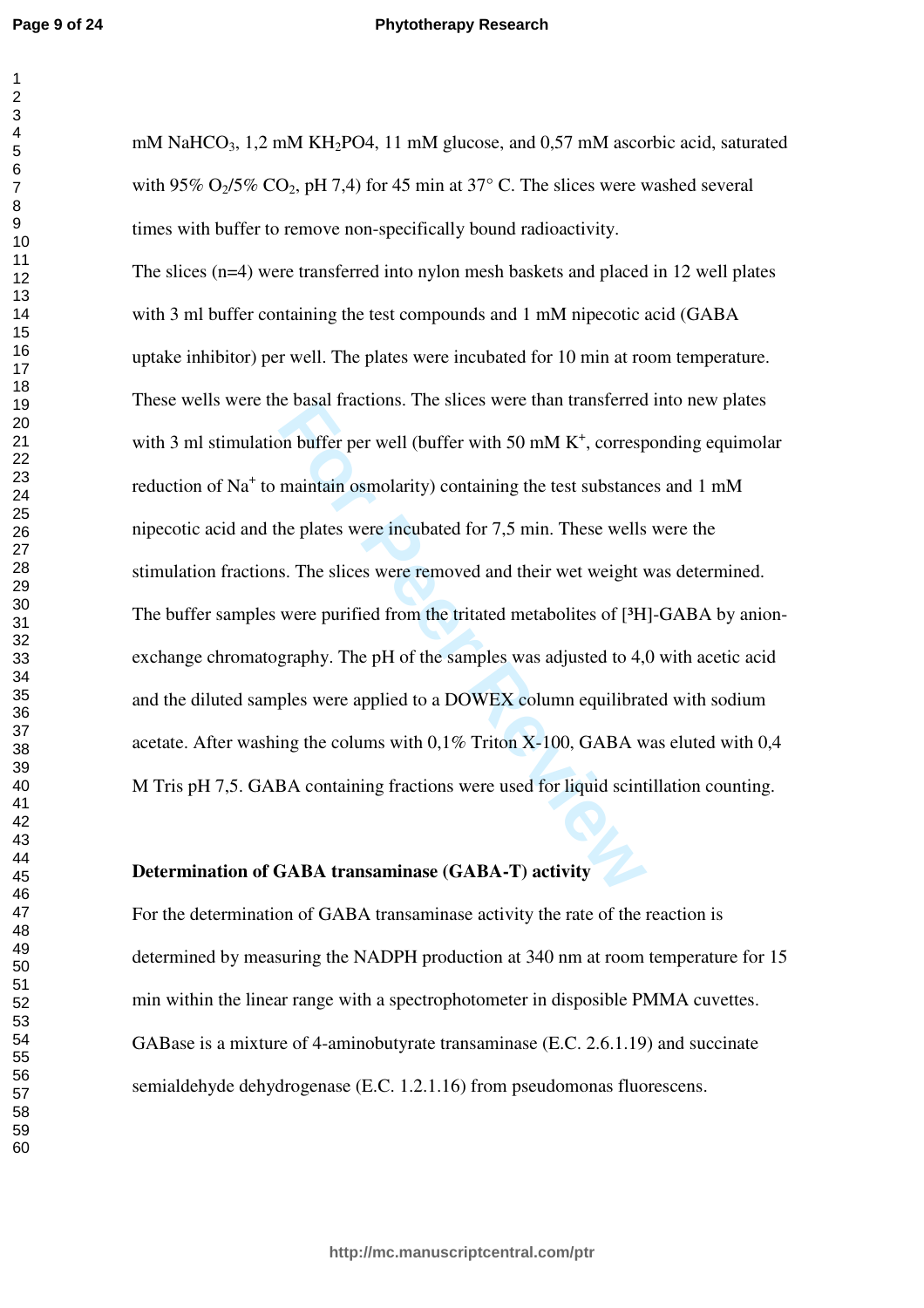mM $NaHCO_3$, 1,2 mM $KH_2PO4$, 11 mM glucose, and 0,57 mM ascorbic acid, saturated with 95% $O_2$/5% $CO_2$, pH 7,4) for 45 min at 37° C. The slices were washed several times with buffer to remove non-specifically bound radioactivity.

The slices (n=4) were transferred into nylon mesh baskets and placed in 12 well plates with 3 ml buffer containing the test compounds and 1 mM nipecotic acid (GABA uptake inhibitor) per well. The plates were incubated for 10 min at room temperature. These wells were the basal fractions. The slices were than transferred into new plates with 3 ml stimulation buffer per well (buffer with 50 mM $K^+$, corresponding equimolar reduction of $Na^+$ to maintain osmolarity) containing the test substances and 1 mM nipecotic acid and the plates were incubated for 7,5 min. These wells were the stimulation fractions. The slices were removed and their wet weight was determined. The buffer samples were purified from the tritated metabolites of [³H]-GABA by anion-exchange chromatography. The pH of the samples was adjusted to 4,0 with acetic acid and the diluted samples were applied to a DOWEX column equilibrated with sodium acetate. After washing the colums with 0,1% Triton X-100, GABA was eluted with 0,4 M Tris pH 7,5. GABA containing fractions were used for liquid scintillation counting.

**Determination of GABA transaminase (GABA-T) activity**

For the determination of GABA transaminase activity the rate of the reaction is determined by measuring the NADPH production at 340 nm at room temperature for 15 min within the linear range with a spectrophotometer in disposible PMMA cuvettes. GABase is a mixture of 4-aminobutyrate transaminase (E.C. 2.6.1.19) and succinate semialdehyde dehydrogenase (E.C. 1.2.1.16) from pseudomonas fluorescens.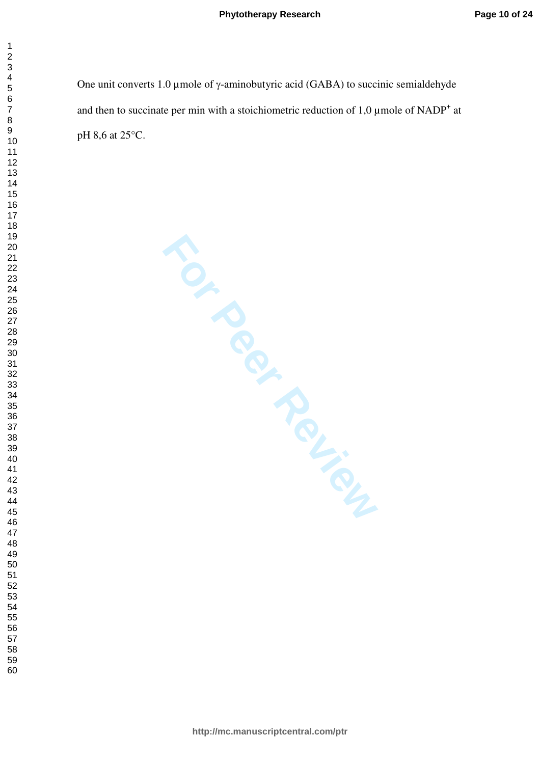One unit converts 1.0 µmole of γ-aminobutyric acid (GABA) to succinic semialdehyde and then to succinate per min with a stoichiometric reduction of 1,0 µmole of $NADP^+$ at pH 8,6 at 25°C.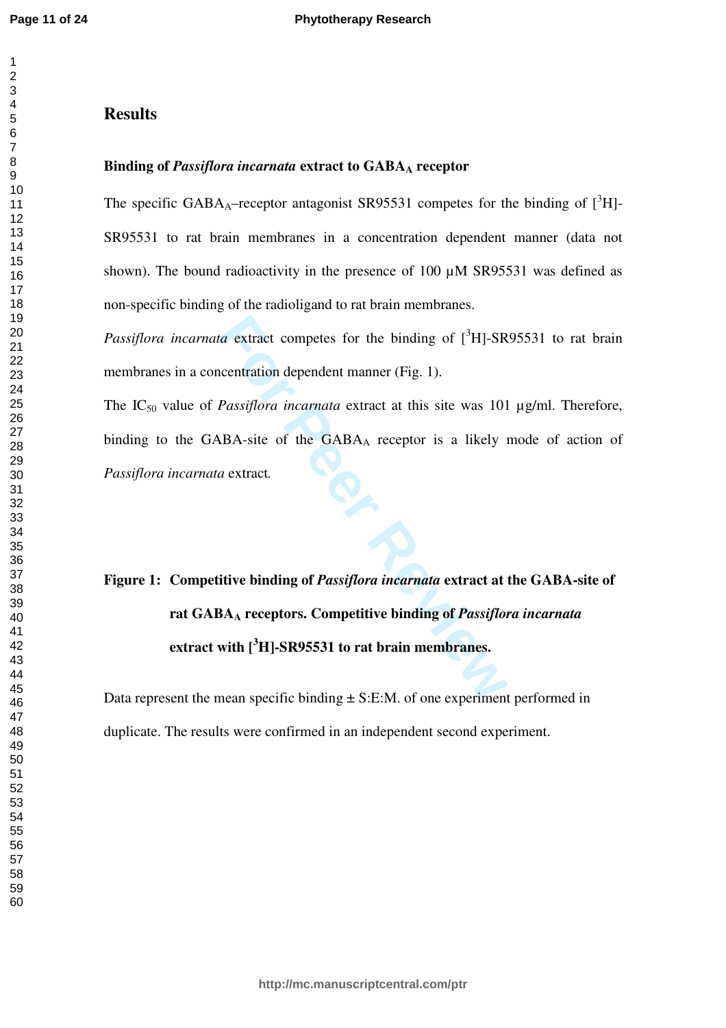# Results

### Binding of *Passiflora incarnata* extract to $GABA_A$ receptor

The specific $GABA_A$–receptor antagonist SR95531 competes for the binding of $[^3H]$-SR95531 to rat brain membranes in a concentration dependent manner (data not shown). The bound radioactivity in the presence of 100 µM SR95531 was defined as non-specific binding of the radioligand to rat brain membranes.

*Passiflora incarnata* extract competes for the binding of $[^3H]$-SR95531 to rat brain membranes in a concentration dependent manner (Fig. 1).

The $IC_{50}$ value of *Passiflora incarnata* extract at this site was 101 µg/ml. Therefore, binding to the GABA-site of the $GABA_A$ receptor is a likely mode of action of *Passiflora incarnata* extract.

**Figure 1: Competitive binding of *Passiflora incarnata* extract at the GABA-site of rat $GABA_A$ receptors. Competitive binding of *Passiflora incarnata* extract with $[^3H]$-SR95531 to rat brain membranes.**

Data represent the mean specific binding ± S:E:M. of one experiment performed in duplicate. The results were confirmed in an independent second experiment.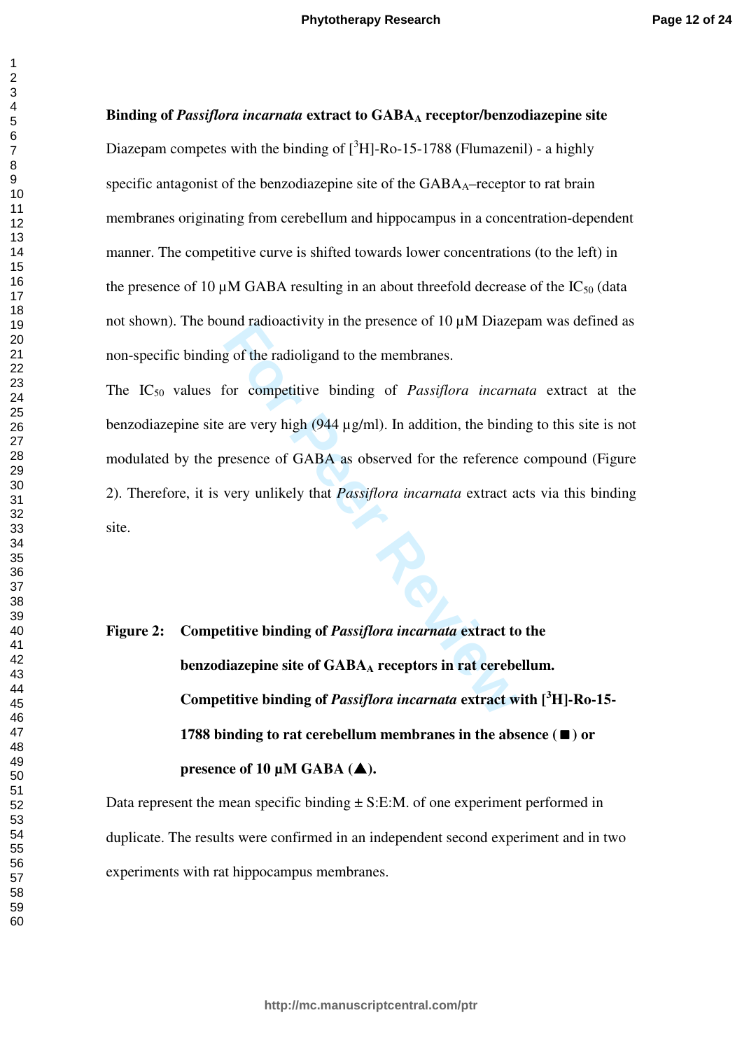**Binding of *Passiflora incarnata* extract to $GABA_A$ receptor/benzodiazepine site**

Diazepam competes with the binding of [$^3$H]-Ro-15-1788 (Flumazenil) - a highly specific antagonist of the benzodiazepine site of the $GABA_A$–receptor to rat brain membranes originating from cerebellum and hippocampus in a concentration-dependent manner. The competitive curve is shifted towards lower concentrations (to the left) in the presence of 10 µM GABA resulting in an about threefold decrease of the $IC_{50}$ (data not shown). The bound radioactivity in the presence of 10 µM Diazepam was defined as non-specific binding of the radioligand to the membranes.

The $IC_{50}$ values for competitive binding of *Passiflora incarnata* extract at the benzodiazepine site are very high (944 µg/ml). In addition, the binding to this site is not modulated by the presence of GABA as observed for the reference compound (Figure 2). Therefore, it is very unlikely that *Passiflora incarnata* extract acts via this binding site.

**Figure 2: Competitive binding of *Passiflora incarnata* extract to the benzodiazepine site of $GABA_A$ receptors in rat cerebellum. Competitive binding of *Passiflora incarnata* extract with [$^3$H]-Ro-15-1788 binding to rat cerebellum membranes in the absence (■) or presence of 10 µM GABA (▲).**

Data represent the mean specific binding ± S:E:M. of one experiment performed in duplicate. The results were confirmed in an independent second experiment and in two experiments with rat hippocampus membranes.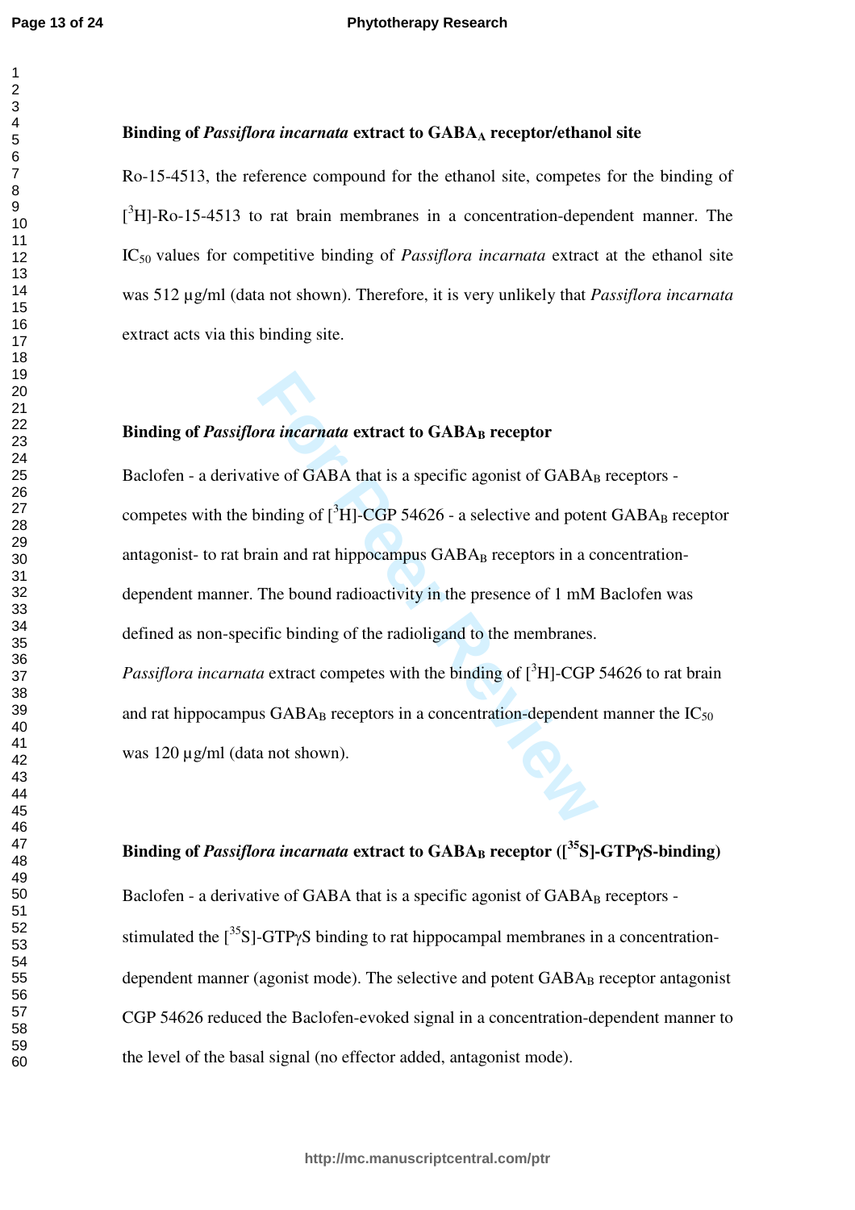### Binding of *Passiflora incarnata* extract to $GABA_A$ receptor/ethanol site

Ro-15-4513, the reference compound for the ethanol site, competes for the binding of [$^3$H]-Ro-15-4513 to rat brain membranes in a concentration-dependent manner. The $IC_{50}$ values for competitive binding of *Passiflora incarnata* extract at the ethanol site was 512 µg/ml (data not shown). Therefore, it is very unlikely that *Passiflora incarnata* extract acts via this binding site.

### Binding of *Passiflora incarnata* extract to $GABA_B$ receptor

Baclofen - a derivative of GABA that is a specific agonist of $GABA_B$ receptors - competes with the binding of [$^3$H]-CGP 54626 - a selective and potent $GABA_B$ receptor antagonist- to rat brain and rat hippocampus $GABA_B$ receptors in a concentration-dependent manner. The bound radioactivity in the presence of 1 mM Baclofen was defined as non-specific binding of the radioligand to the membranes.

*Passiflora incarnata* extract competes with the binding of [$^3$H]-CGP 54626 to rat brain and rat hippocampus $GABA_B$ receptors in a concentration-dependent manner the $IC_{50}$ was 120 µg/ml (data not shown).

### Binding of *Passiflora incarnata* extract to $GABA_B$ receptor ([$^{35}$S]-GTPγS-binding)

Baclofen - a derivative of GABA that is a specific agonist of $GABA_B$ receptors - stimulated the [$^{35}$S]-GTPγS binding to rat hippocampal membranes in a concentration-dependent manner (agonist mode). The selective and potent $GABA_B$ receptor antagonist CGP 54626 reduced the Baclofen-evoked signal in a concentration-dependent manner to the level of the basal signal (no effector added, antagonist mode).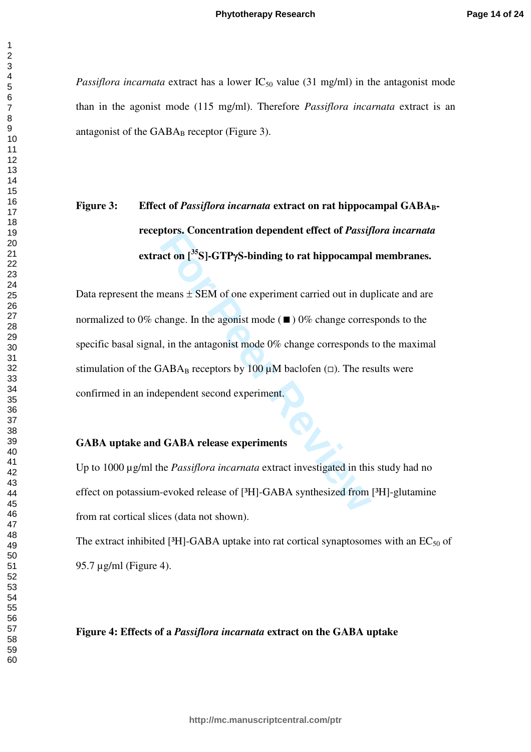*Passiflora incarnata* extract has a lower $IC_{50}$ value (31 mg/ml) in the antagonist mode than in the agonist mode (115 mg/ml). Therefore *Passiflora incarnata* extract is an antagonist of the $GABA_B$ receptor (Figure 3).

**Figure 3: Effect of *Passiflora incarnata* extract on rat hippocampal $GABA_B$-receptors. Concentration dependent effect of *Passiflora incarnata* extract on [$^{35}$S]-GTPγS-binding to rat hippocampal membranes.**

Data represent the means ± SEM of one experiment carried out in duplicate and are normalized to 0% change. In the agonist mode (■) 0% change corresponds to the specific basal signal, in the antagonist mode 0% change corresponds to the maximal stimulation of the $GABA_B$ receptors by 100 µM baclofen (□). The results were confirmed in an independent second experiment.

**GABA uptake and GABA release experiments**

Up to 1000 µg/ml the *Passiflora incarnata* extract investigated in this study had no effect on potassium-evoked release of [$^3$H]-GABA synthesized from [$^3$H]-glutamine from rat cortical slices (data not shown).

The extract inhibited [$^3$H]-GABA uptake into rat cortical synaptosomes with an $EC_{50}$ of 95.7 µg/ml (Figure 4).

**Figure 4: Effects of a *Passiflora incarnata* extract on the GABA uptake**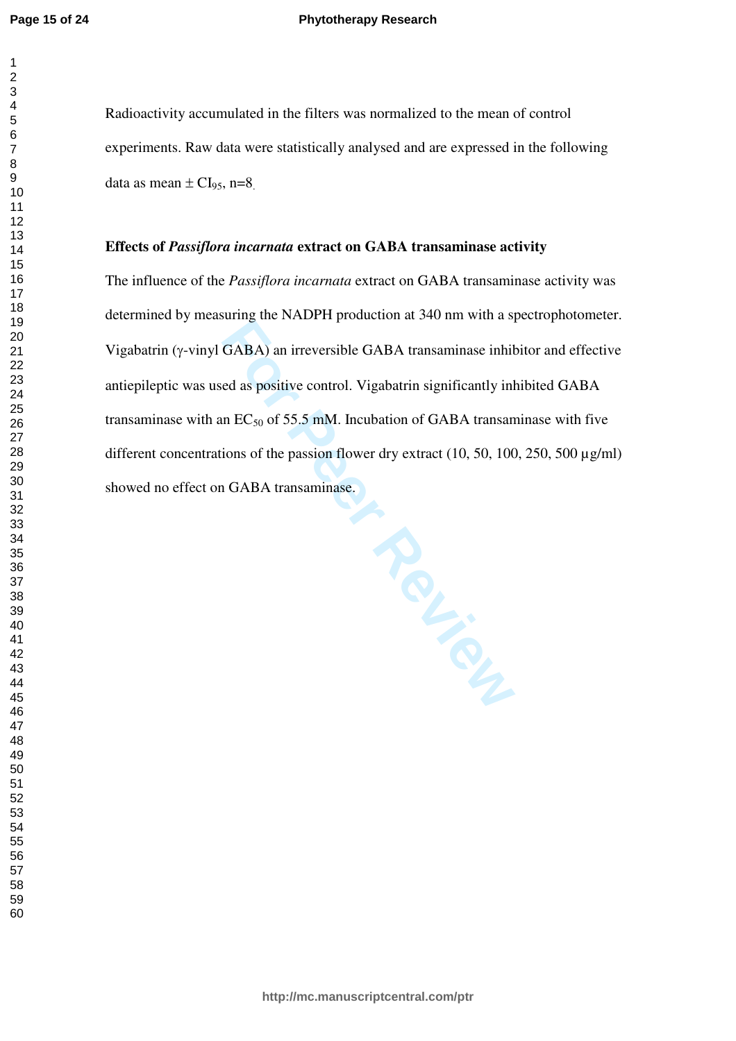Radioactivity accumulated in the filters was normalized to the mean of control experiments. Raw data were statistically analysed and are expressed in the following data as mean ± $CI_{95}$, n=8.

**Effects of *Passiflora incarnata* extract on GABA transaminase activity**

The influence of the *Passiflora incarnata* extract on GABA transaminase activity was determined by measuring the NADPH production at 340 nm with a spectrophotometer. Vigabatrin (γ-vinyl GABA) an irreversible GABA transaminase inhibitor and effective antiepileptic was used as positive control. Vigabatrin significantly inhibited GABA transaminase with an $EC_{50}$ of 55.5 mM. Incubation of GABA transaminase with five different concentrations of the passion flower dry extract (10, 50, 100, 250, 500 µg/ml) showed no effect on GABA transaminase.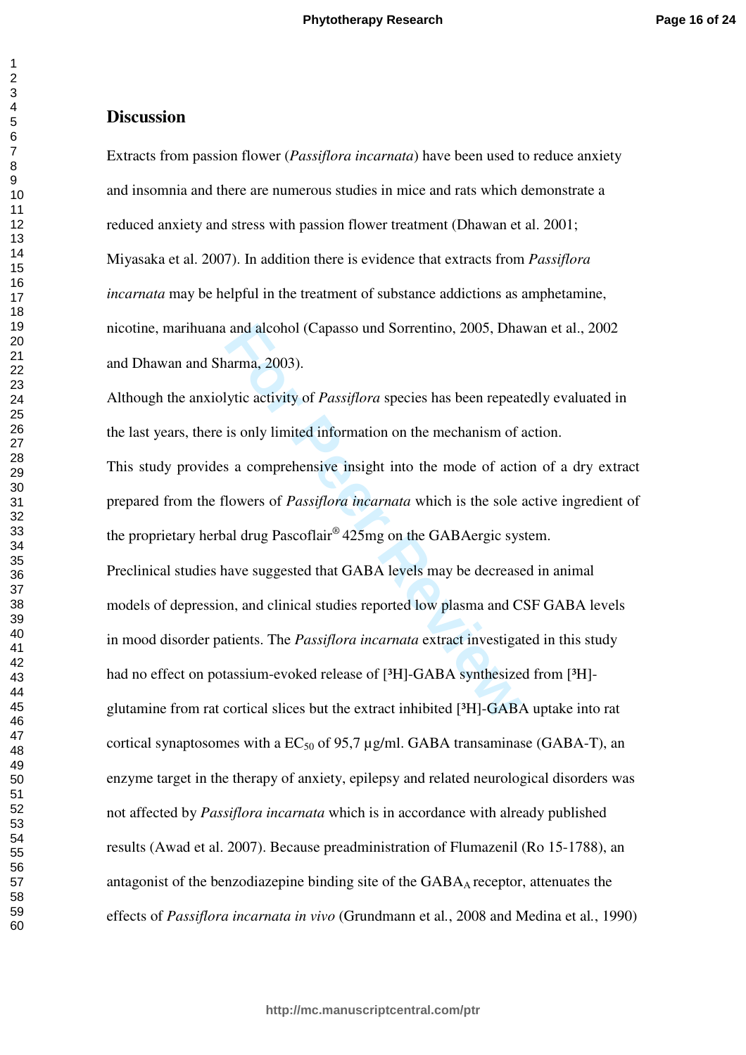## Discussion

Extracts from passion flower (*Passiflora incarnata*) have been used to reduce anxiety and insomnia and there are numerous studies in mice and rats which demonstrate a reduced anxiety and stress with passion flower treatment (Dhawan et al. 2001; Miyasaka et al. 2007). In addition there is evidence that extracts from *Passiflora incarnata* may be helpful in the treatment of substance addictions as amphetamine, nicotine, marihuana and alcohol (Capasso und Sorrentino, 2005, Dhawan et al., 2002 and Dhawan and Sharma, 2003).

Although the anxiolytic activity of *Passiflora* species has been repeatedly evaluated in the last years, there is only limited information on the mechanism of action.

This study provides a comprehensive insight into the mode of action of a dry extract prepared from the flowers of *Passiflora incarnata* which is the sole active ingredient of the proprietary herbal drug Pascoflair® 425mg on the GABAergic system.

Preclinical studies have suggested that GABA levels may be decreased in animal models of depression, and clinical studies reported low plasma and CSF GABA levels in mood disorder patients. The *Passiflora incarnata* extract investigated in this study had no effect on potassium-evoked release of [³H]-GABA synthesized from [³H]-glutamine from rat cortical slices but the extract inhibited [³H]-GABA uptake into rat cortical synaptosomes with a $EC_{50}$ of 95,7 µg/ml. GABA transaminase (GABA-T), an enzyme target in the therapy of anxiety, epilepsy and related neurological disorders was not affected by *Passiflora incarnata* which is in accordance with already published results (Awad et al. 2007). Because preadministration of Flumazenil (Ro 15-1788), an antagonist of the benzodiazepine binding site of the $GABA_A$ receptor, attenuates the effects of *Passiflora incarnata in vivo* (Grundmann et al., 2008 and Medina et al., 1990)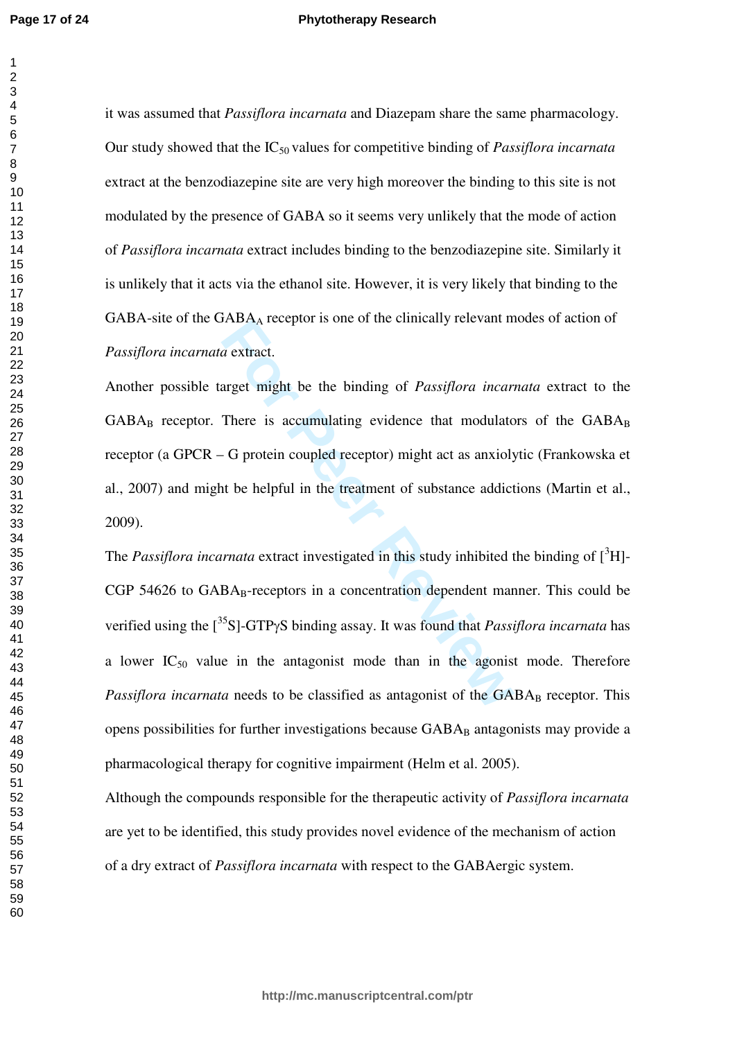it was assumed that *Passiflora incarnata* and Diazepam share the same pharmacology. Our study showed that the $IC_{50}$ values for competitive binding of *Passiflora incarnata* extract at the benzodiazepine site are very high moreover the binding to this site is not modulated by the presence of GABA so it seems very unlikely that the mode of action of *Passiflora incarnata* extract includes binding to the benzodiazepine site. Similarly it is unlikely that it acts via the ethanol site. However, it is very likely that binding to the GABA-site of the $GABA_A$ receptor is one of the clinically relevant modes of action of *Passiflora incarnata* extract.

Another possible target might be the binding of *Passiflora incarnata* extract to the $GABA_B$ receptor. There is accumulating evidence that modulators of the $GABA_B$ receptor (a GPCR – G protein coupled receptor) might act as anxiolytic (Frankowska et al., 2007) and might be helpful in the treatment of substance addictions (Martin et al., 2009).

The *Passiflora incarnata* extract investigated in this study inhibited the binding of [$^{3}$H]-CGP 54626 to $GABA_B$-receptors in a concentration dependent manner. This could be verified using the [$^{35}$S]-GTPγS binding assay. It was found that *Passiflora incarnata* has a lower $IC_{50}$ value in the antagonist mode than in the agonist mode. Therefore *Passiflora incarnata* needs to be classified as antagonist of the $GABA_B$ receptor. This opens possibilities for further investigations because $GABA_B$ antagonists may provide a pharmacological therapy for cognitive impairment (Helm et al. 2005).

Although the compounds responsible for the therapeutic activity of *Passiflora incarnata* are yet to be identified, this study provides novel evidence of the mechanism of action of a dry extract of *Passiflora incarnata* with respect to the GABAergic system.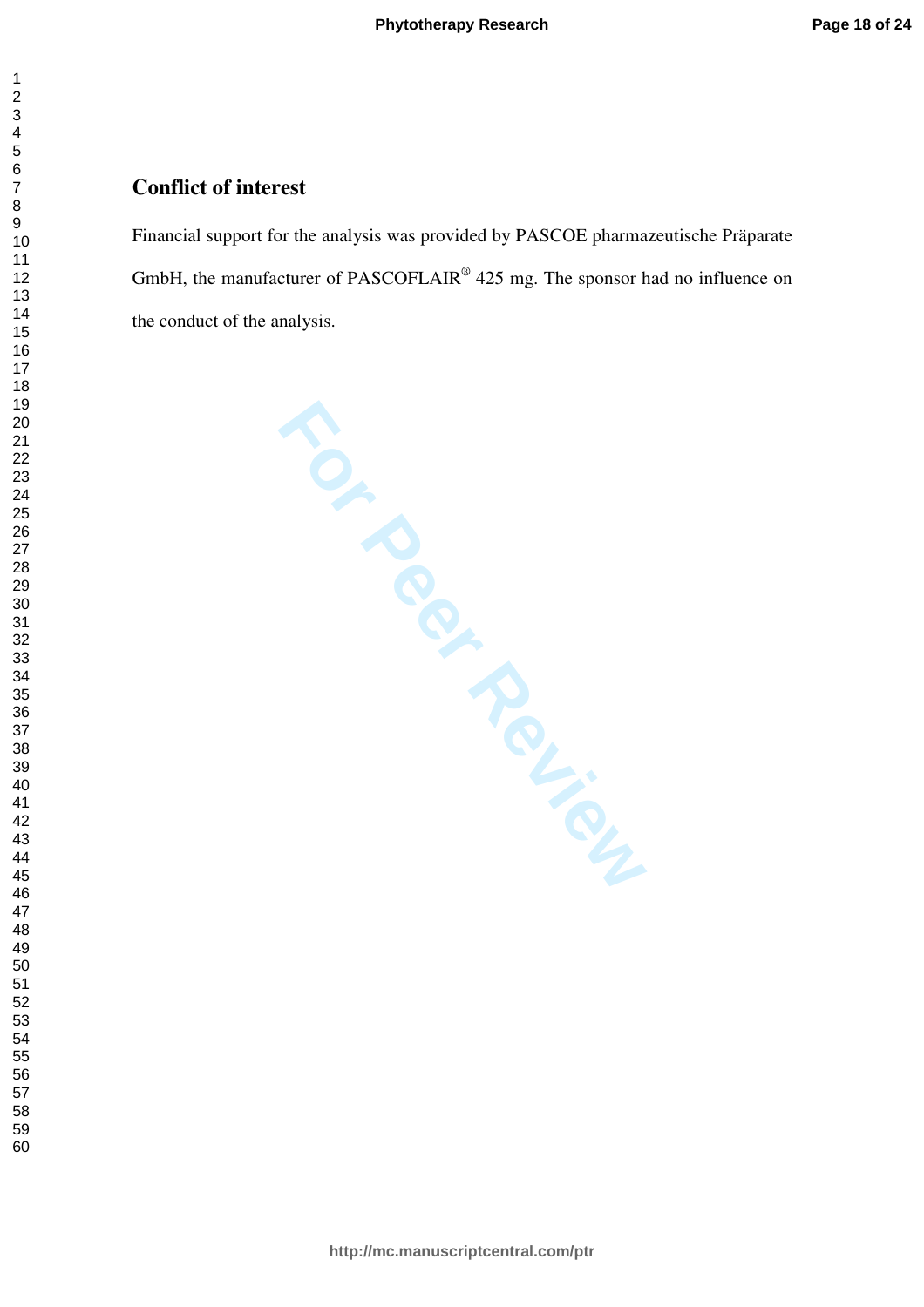## Conflict of interest

Financial support for the analysis was provided by PASCOE pharmazeutische Präparate GmbH, the manufacturer of PASCOFLAIR® 425 mg. The sponsor had no influence on the conduct of the analysis.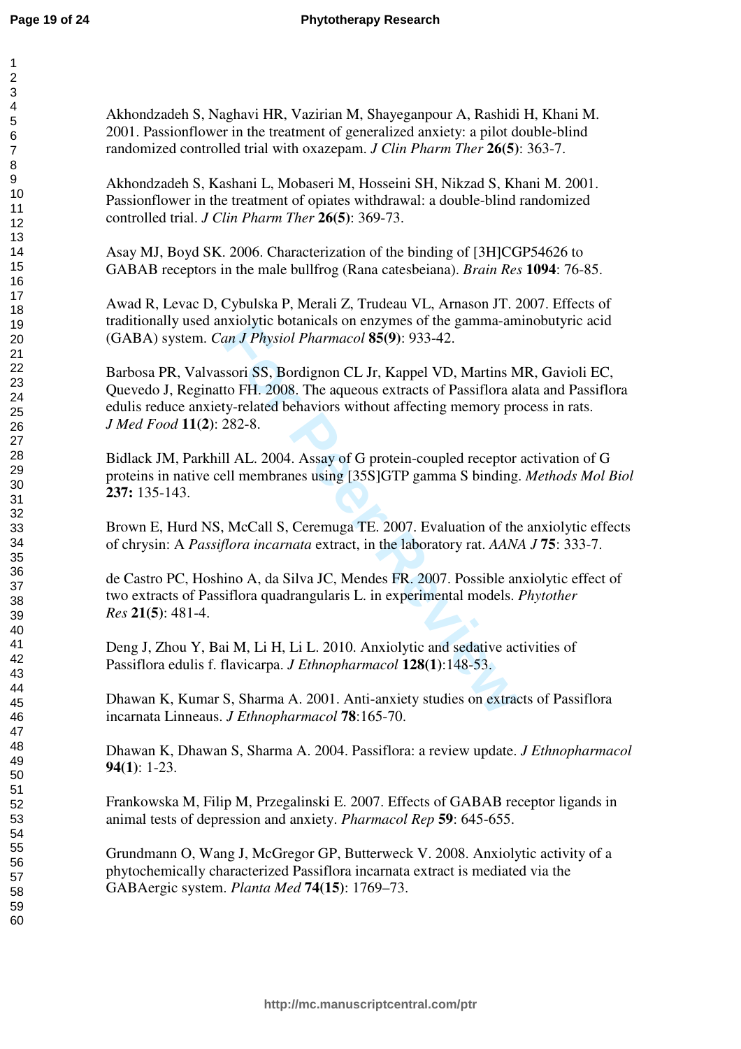Akhondzadeh S, Naghavi HR, Vazirian M, Shayeganpour A, Rashidi H, Khani M. 2001. Passionflower in the treatment of generalized anxiety: a pilot double-blind randomized controlled trial with oxazepam. *J Clin Pharm Ther* **26(5)**: 363-7.

Akhondzadeh S, Kashani L, Mobaseri M, Hosseini SH, Nikzad S, Khani M. 2001. Passionflower in the treatment of opiates withdrawal: a double-blind randomized controlled trial. *J Clin Pharm Ther* **26(5)**: 369-73.

Asay MJ, Boyd SK. 2006. Characterization of the binding of [3H]CGP54626 to GABAB receptors in the male bullfrog (Rana catesbeiana). *Brain Res* **1094**: 76-85.

Awad R, Levac D, Cybulska P, Merali Z, Trudeau VL, Arnason JT. 2007. Effects of traditionally used anxiolytic botanicals on enzymes of the gamma-aminobutyric acid (GABA) system. *Can J Physiol Pharmacol* **85(9)**: 933-42.

Barbosa PR, Valvassori SS, Bordignon CL Jr, Kappel VD, Martins MR, Gavioli EC, Quevedo J, Reginatto FH. 2008. The aqueous extracts of Passiflora alata and Passiflora edulis reduce anxiety-related behaviors without affecting memory process in rats. *J Med Food* **11(2)**: 282-8.

Bidlack JM, Parkhill AL. 2004. Assay of G protein-coupled receptor activation of G proteins in native cell membranes using [35S]GTP gamma S binding. *Methods Mol Biol* **237:** 135-143.

Brown E, Hurd NS, McCall S, Ceremuga TE. 2007. Evaluation of the anxiolytic effects of chrysin: A *Passiflora incarnata* extract, in the laboratory rat. *AANA J* **75**: 333-7.

de Castro PC, Hoshino A, da Silva JC, Mendes FR. 2007. Possible anxiolytic effect of two extracts of Passiflora quadrangularis L. in experimental models. *Phytother Res* **21(5)**: 481-4.

Deng J, Zhou Y, Bai M, Li H, Li L. 2010. Anxiolytic and sedative activities of Passiflora edulis f. flavicarpa. *J Ethnopharmacol* **128(1)**:148-53.

Dhawan K, Kumar S, Sharma A. 2001. Anti-anxiety studies on extracts of Passiflora incarnata Linneaus. *J Ethnopharmacol* **78**:165-70.

Dhawan K, Dhawan S, Sharma A. 2004. Passiflora: a review update. *J Ethnopharmacol* **94(1)**: 1-23.

Frankowska M, Filip M, Przegalinski E. 2007. Effects of GABAB receptor ligands in animal tests of depression and anxiety. *Pharmacol Rep* **59**: 645-655.

Grundmann O, Wang J, McGregor GP, Butterweck V. 2008. Anxiolytic activity of a phytochemically characterized Passiflora incarnata extract is mediated via the GABAergic system. *Planta Med* **74(15)**: 1769–73.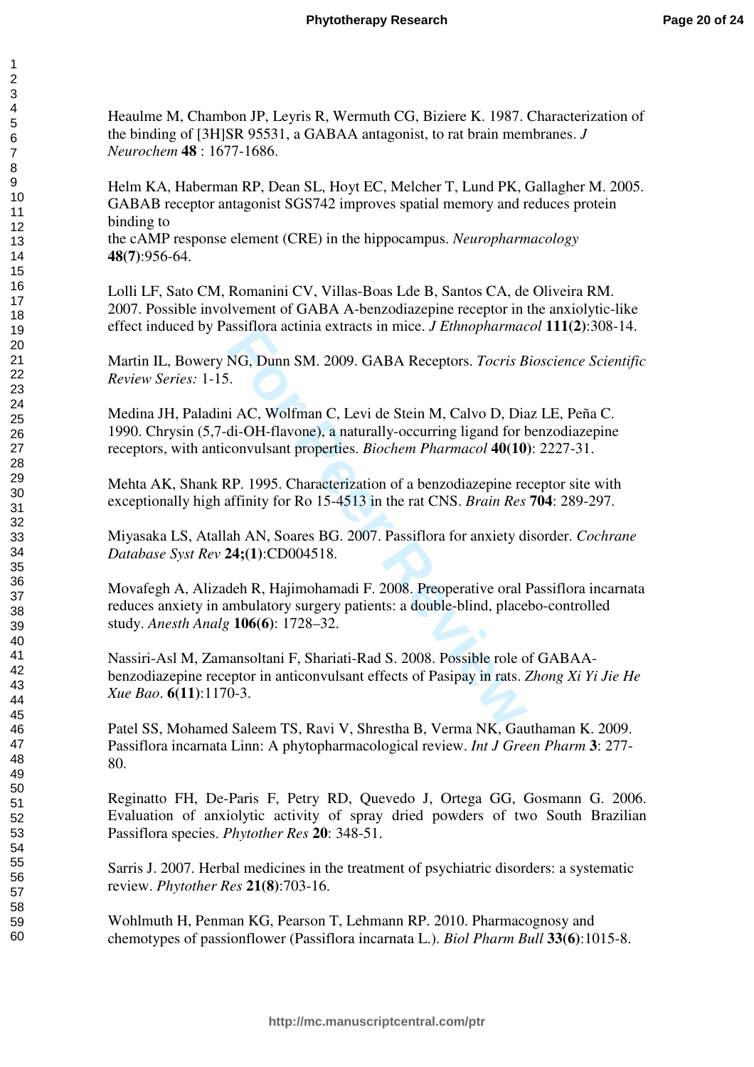Heaulme M, Chambon JP, Leyris R, Wermuth CG, Biziere K. 1987. Characterization of the binding of [3H]SR 95531, a GABAA antagonist, to rat brain membranes. *J Neurochem* **48** : 1677-1686.

Helm KA, Haberman RP, Dean SL, Hoyt EC, Melcher T, Lund PK, Gallagher M. 2005. GABAB receptor antagonist SGS742 improves spatial memory and reduces protein binding to the cAMP response element (CRE) in the hippocampus. *Neuropharmacology* **48(7)**:956-64.

Lolli LF, Sato CM, Romanini CV, Villas-Boas Lde B, Santos CA, de Oliveira RM. 2007. Possible involvement of GABA A-benzodiazepine receptor in the anxiolytic-like effect induced by Passiflora actinia extracts in mice. *J Ethnopharmacol* **111(2)**:308-14.

Martin IL, Bowery NG, Dunn SM. 2009. GABA Receptors. *Tocris Bioscience Scientific Review Series:* 1-15.

Medina JH, Paladini AC, Wolfman C, Levi de Stein M, Calvo D, Diaz LE, Peña C. 1990. Chrysin (5,7-di-OH-flavone), a naturally-occurring ligand for benzodiazepine receptors, with anticonvulsant properties. *Biochem Pharmacol* **40(10)**: 2227-31.

Mehta AK, Shank RP. 1995. Characterization of a benzodiazepine receptor site with exceptionally high affinity for Ro 15-4513 in the rat CNS. *Brain Res* **704**: 289-297.

Miyasaka LS, Atallah AN, Soares BG. 2007. Passiflora for anxiety disorder. *Cochrane Database Syst Rev* **24;(1)**:CD004518.

Movafegh A, Alizadeh R, Hajimohamadi F. 2008. Preoperative oral Passiflora incarnata reduces anxiety in ambulatory surgery patients: a double-blind, placebo-controlled study. *Anesth Analg* **106(6)**: 1728–32.

Nassiri-Asl M, Zamansoltani F, Shariati-Rad S. 2008. Possible role of GABAA-benzodiazepine receptor in anticonvulsant effects of Pasipay in rats. *Zhong Xi Yi Jie He Xue Bao*. **6(11)**:1170-3.

Patel SS, Mohamed Saleem TS, Ravi V, Shrestha B, Verma NK, Gauthaman K. 2009. Passiflora incarnata Linn: A phytopharmacological review. *Int J Green Pharm* **3**: 277-80.

Reginatto FH, De-Paris F, Petry RD, Quevedo J, Ortega GG, Gosmann G. 2006. Evaluation of anxiolytic activity of spray dried powders of two South Brazilian Passiflora species. *Phytother Res* **20**: 348-51.

Sarris J. 2007. Herbal medicines in the treatment of psychiatric disorders: a systematic review. *Phytother Res* **21(8)**:703-16.

Wohlmuth H, Penman KG, Pearson T, Lehmann RP. 2010. Pharmacognosy and chemotypes of passionflower (Passiflora incarnata L.). *Biol Pharm Bull* **33(6)**:1015-8.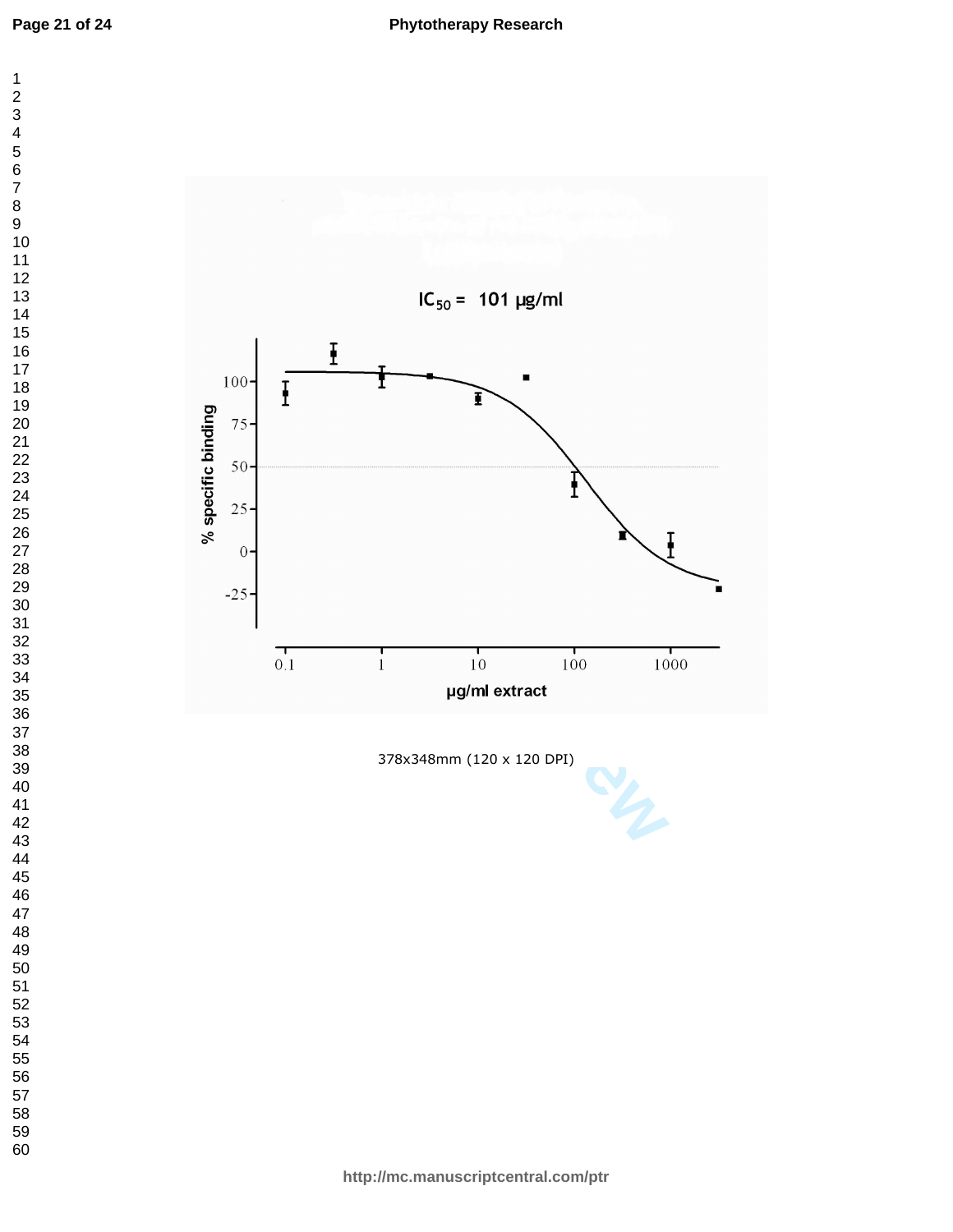$IC_{50}$ = 101 µg/ml

% specific binding

µg/ml extract

378x348mm (120 x 120 DPI)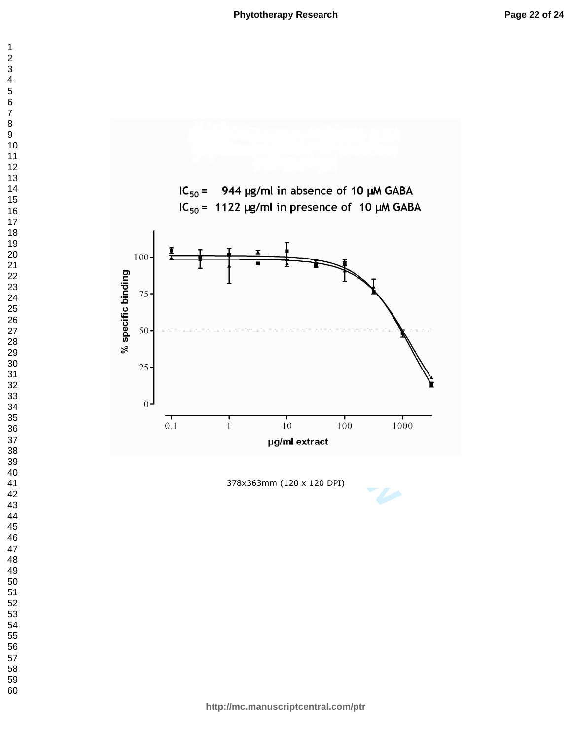$IC_{50}$ = 944 μg/ml in absence of 10 μM GABA

$IC_{50}$ = 1122 μg/ml in presence of 10 μM GABA

378x363mm (120 x 120 DPI)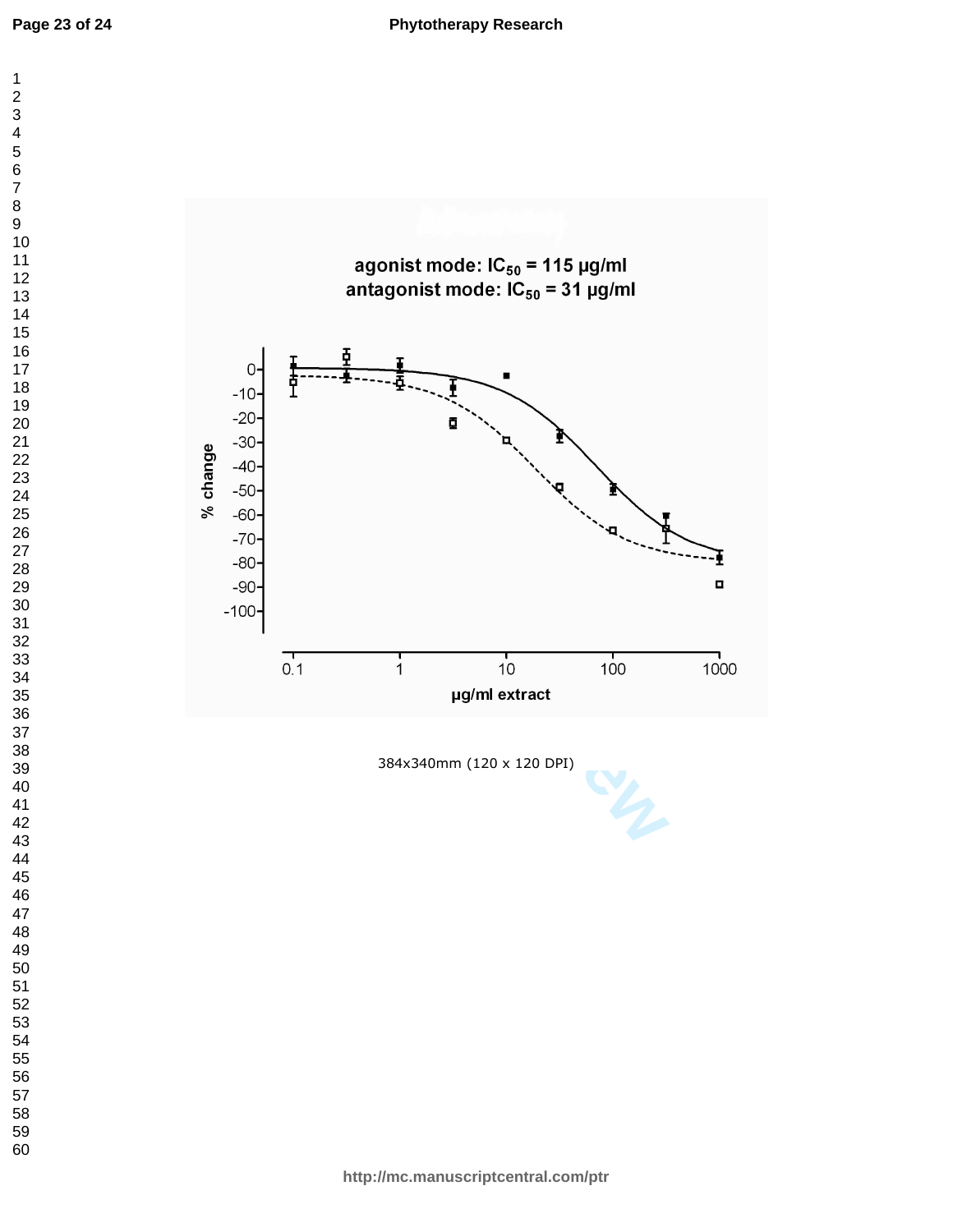agonist mode: $IC_{50}$ = 115 µg/ml
antagonist mode: $IC_{50}$ = 31 µg/ml

384x340mm (120 x 120 DPI)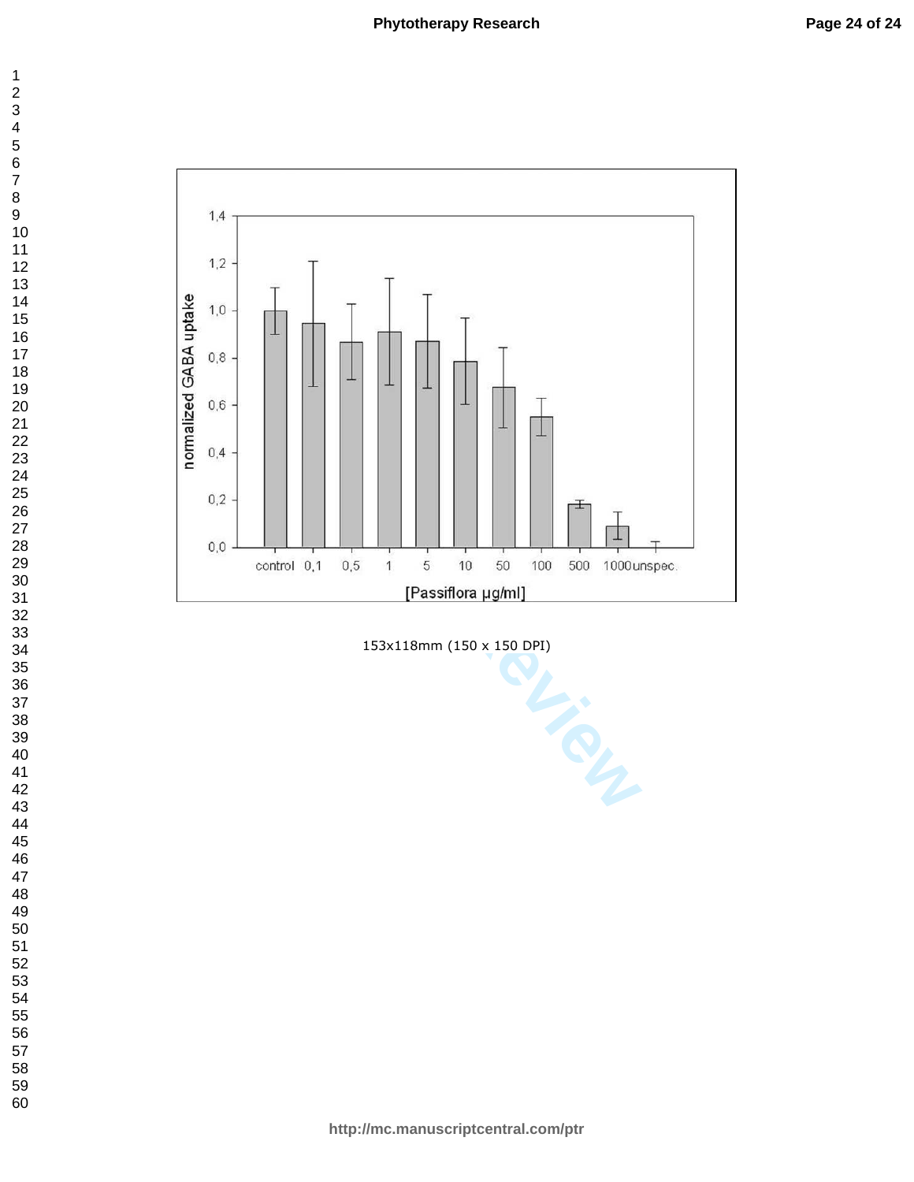1,4

1,2

1,0

0,8

0,6

0,4

0,2

0,0

normalized GABA uptake

control 0,1 0,5 1 5 10 50 100 500 1000 unspec.

[Passiflora µg/ml]

153x118mm (150 x 150 DPI)